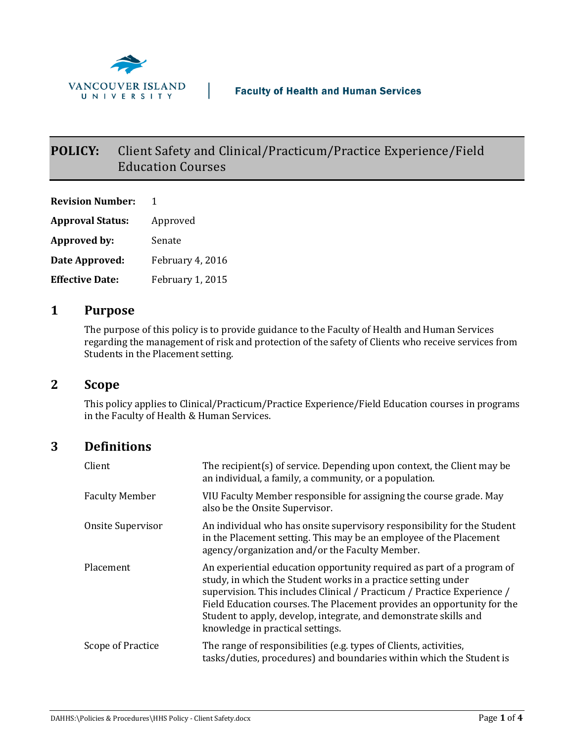VANCOUVER ISLAND UNIVERSITY | Faculty of Health and Human Services

# POLICY: Client Safety and Clinical/Practicum/Practice Experience/Field Education Courses

**Revision Number:** 1

**Approval Status:** Approved

**Approved by:** Senate

**Date Approved:** February 4, 2016

**Effective Date:** February 1, 2015

## 1 Purpose

The purpose of this policy is to provide guidance to the Faculty of Health and Human Services regarding the management of risk and protection of the safety of Clients who receive services from Students in the Placement setting.

## 2 Scope

This policy applies to Clinical/Practicum/Practice Experience/Field Education courses in programs in the Faculty of Health & Human Services.

## 3 Definitions

| | |
|---|---|
| Client | The recipient(s) of service. Depending upon context, the Client may be an individual, a family, a community, or a population. |
| Faculty Member | VIU Faculty Member responsible for assigning the course grade. May also be the Onsite Supervisor. |
| Onsite Supervisor | An individual who has onsite supervisory responsibility for the Student in the Placement setting. This may be an employee of the Placement agency/organization and/or the Faculty Member. |
| Placement | An experiential education opportunity required as part of a program of study, in which the Student works in a practice setting under supervision. This includes Clinical / Practicum / Practice Experience / Field Education courses. The Placement provides an opportunity for the Student to apply, develop, integrate, and demonstrate skills and knowledge in practical settings. |
| Scope of Practice | The range of responsibilities (e.g. types of Clients, activities, tasks/duties, procedures) and boundaries within which the Student is |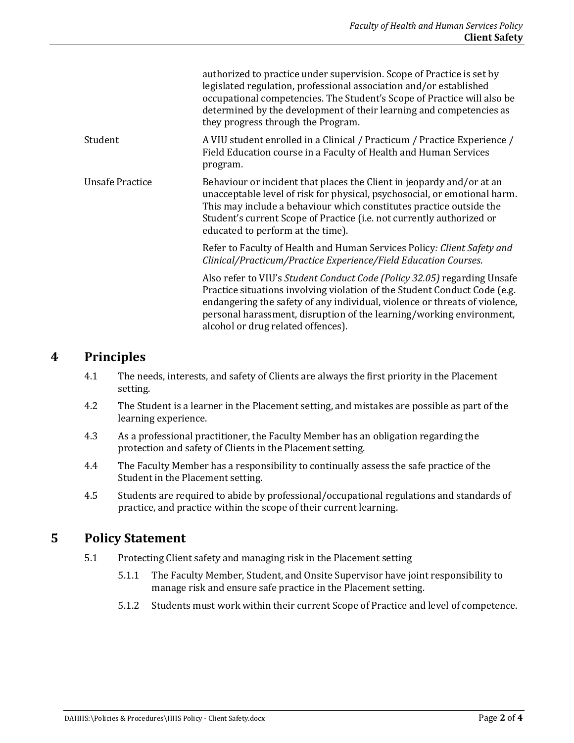| | |
|---|---|
| | authorized to practice under supervision. Scope of Practice is set by legislated regulation, professional association and/or established occupational competencies. The Student's Scope of Practice will also be determined by the development of their learning and competencies as they progress through the Program. |
| Student | A VIU student enrolled in a Clinical / Practicum / Practice Experience / Field Education course in a Faculty of Health and Human Services program. |
| Unsafe Practice | Behaviour or incident that places the Client in jeopardy and/or at an unacceptable level of risk for physical, psychosocial, or emotional harm. This may include a behaviour which constitutes practice outside the Student's current Scope of Practice (i.e. not currently authorized or educated to perform at the time).<br><br>Refer to Faculty of Health and Human Services Policy*: Client Safety and Clinical/Practicum/Practice Experience/Field Education Courses*.<br><br>Also refer to VIU's *Student Conduct Code (Policy 32.05)* regarding Unsafe Practice situations involving violation of the Student Conduct Code (e.g. endangering the safety of any individual, violence or threats of violence, personal harassment, disruption of the learning/working environment, alcohol or drug related offences). |

## 4 Principles

4.1 The needs, interests, and safety of Clients are always the first priority in the Placement setting.

4.2 The Student is a learner in the Placement setting, and mistakes are possible as part of the learning experience.

4.3 As a professional practitioner, the Faculty Member has an obligation regarding the protection and safety of Clients in the Placement setting.

4.4 The Faculty Member has a responsibility to continually assess the safe practice of the Student in the Placement setting.

4.5 Students are required to abide by professional/occupational regulations and standards of practice, and practice within the scope of their current learning.

## 5 Policy Statement

5.1 Protecting Client safety and managing risk in the Placement setting

5.1.1 The Faculty Member, Student, and Onsite Supervisor have joint responsibility to manage risk and ensure safe practice in the Placement setting.

5.1.2 Students must work within their current Scope of Practice and level of competence.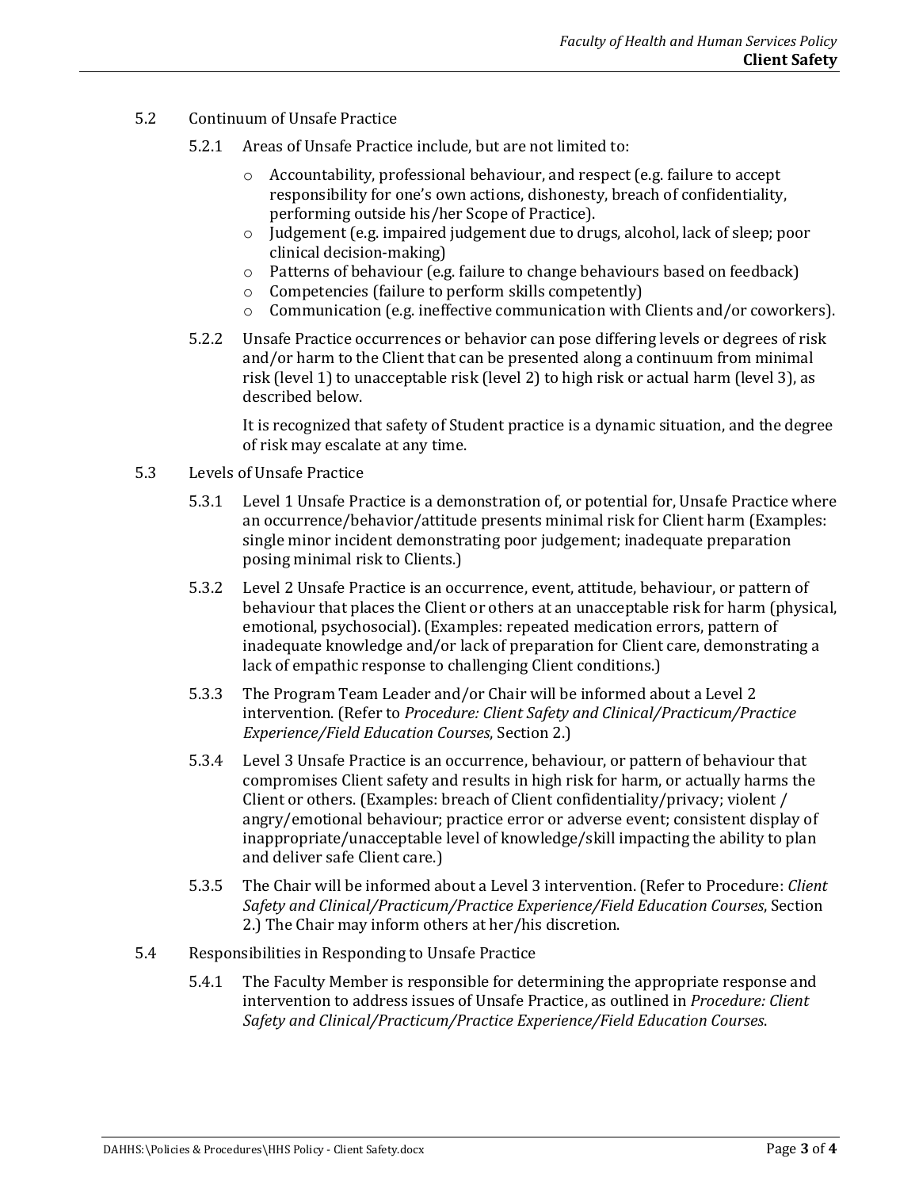5.2 Continuum of Unsafe Practice

5.2.1 Areas of Unsafe Practice include, but are not limited to:

- Accountability, professional behaviour, and respect (e.g. failure to accept responsibility for one's own actions, dishonesty, breach of confidentiality, performing outside his/her Scope of Practice).
- Judgement (e.g. impaired judgement due to drugs, alcohol, lack of sleep; poor clinical decision-making)
- Patterns of behaviour (e.g. failure to change behaviours based on feedback)
- Competencies (failure to perform skills competently)
- Communication (e.g. ineffective communication with Clients and/or coworkers).

5.2.2 Unsafe Practice occurrences or behavior can pose differing levels or degrees of risk and/or harm to the Client that can be presented along a continuum from minimal risk (level 1) to unacceptable risk (level 2) to high risk or actual harm (level 3), as described below.

It is recognized that safety of Student practice is a dynamic situation, and the degree of risk may escalate at any time.

5.3 Levels of Unsafe Practice

5.3.1 Level 1 Unsafe Practice is a demonstration of, or potential for, Unsafe Practice where an occurrence/behavior/attitude presents minimal risk for Client harm (Examples: single minor incident demonstrating poor judgement; inadequate preparation posing minimal risk to Clients.)

5.3.2 Level 2 Unsafe Practice is an occurrence, event, attitude, behaviour, or pattern of behaviour that places the Client or others at an unacceptable risk for harm (physical, emotional, psychosocial). (Examples: repeated medication errors, pattern of inadequate knowledge and/or lack of preparation for Client care, demonstrating a lack of empathic response to challenging Client conditions.)

5.3.3 The Program Team Leader and/or Chair will be informed about a Level 2 intervention. (Refer to *Procedure: Client Safety and Clinical/Practicum/Practice Experience/Field Education Courses*, Section 2.)

5.3.4 Level 3 Unsafe Practice is an occurrence, behaviour, or pattern of behaviour that compromises Client safety and results in high risk for harm, or actually harms the Client or others. (Examples: breach of Client confidentiality/privacy; violent / angry/emotional behaviour; practice error or adverse event; consistent display of inappropriate/unacceptable level of knowledge/skill impacting the ability to plan and deliver safe Client care.)

5.3.5 The Chair will be informed about a Level 3 intervention. (Refer to Procedure: *Client Safety and Clinical/Practicum/Practice Experience/Field Education Courses*, Section 2.) The Chair may inform others at her/his discretion.

5.4 Responsibilities in Responding to Unsafe Practice

5.4.1 The Faculty Member is responsible for determining the appropriate response and intervention to address issues of Unsafe Practice, as outlined in *Procedure: Client Safety and Clinical/Practicum/Practice Experience/Field Education Courses*.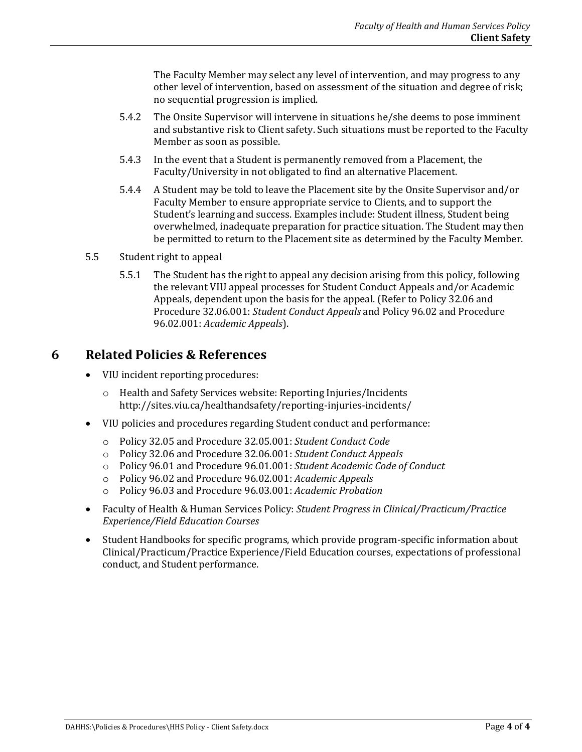The Faculty Member may select any level of intervention, and may progress to any other level of intervention, based on assessment of the situation and degree of risk; no sequential progression is implied.

5.4.2 The Onsite Supervisor will intervene in situations he/she deems to pose imminent and substantive risk to Client safety. Such situations must be reported to the Faculty Member as soon as possible.

5.4.3 In the event that a Student is permanently removed from a Placement, the Faculty/University in not obligated to find an alternative Placement.

5.4.4 A Student may be told to leave the Placement site by the Onsite Supervisor and/or Faculty Member to ensure appropriate service to Clients, and to support the Student's learning and success. Examples include: Student illness, Student being overwhelmed, inadequate preparation for practice situation. The Student may then be permitted to return to the Placement site as determined by the Faculty Member.

5.5 Student right to appeal

5.5.1 The Student has the right to appeal any decision arising from this policy, following the relevant VIU appeal processes for Student Conduct Appeals and/or Academic Appeals, dependent upon the basis for the appeal. (Refer to Policy 32.06 and Procedure 32.06.001: *Student Conduct Appeals* and Policy 96.02 and Procedure 96.02.001: *Academic Appeals*).

## 6 Related Policies & References

- VIU incident reporting procedures:
  - Health and Safety Services website: Reporting Injuries/Incidents http://sites.viu.ca/healthandsafety/reporting-injuries-incidents/
- VIU policies and procedures regarding Student conduct and performance:
  - Policy 32.05 and Procedure 32.05.001: *Student Conduct Code*
  - Policy 32.06 and Procedure 32.06.001: *Student Conduct Appeals*
  - Policy 96.01 and Procedure 96.01.001: *Student Academic Code of Conduct*
  - Policy 96.02 and Procedure 96.02.001: *Academic Appeals*
  - Policy 96.03 and Procedure 96.03.001: *Academic Probation*
- Faculty of Health & Human Services Policy: *Student Progress in Clinical/Practicum/Practice Experience/Field Education Courses*
- Student Handbooks for specific programs, which provide program-specific information about Clinical/Practicum/Practice Experience/Field Education courses, expectations of professional conduct, and Student performance.